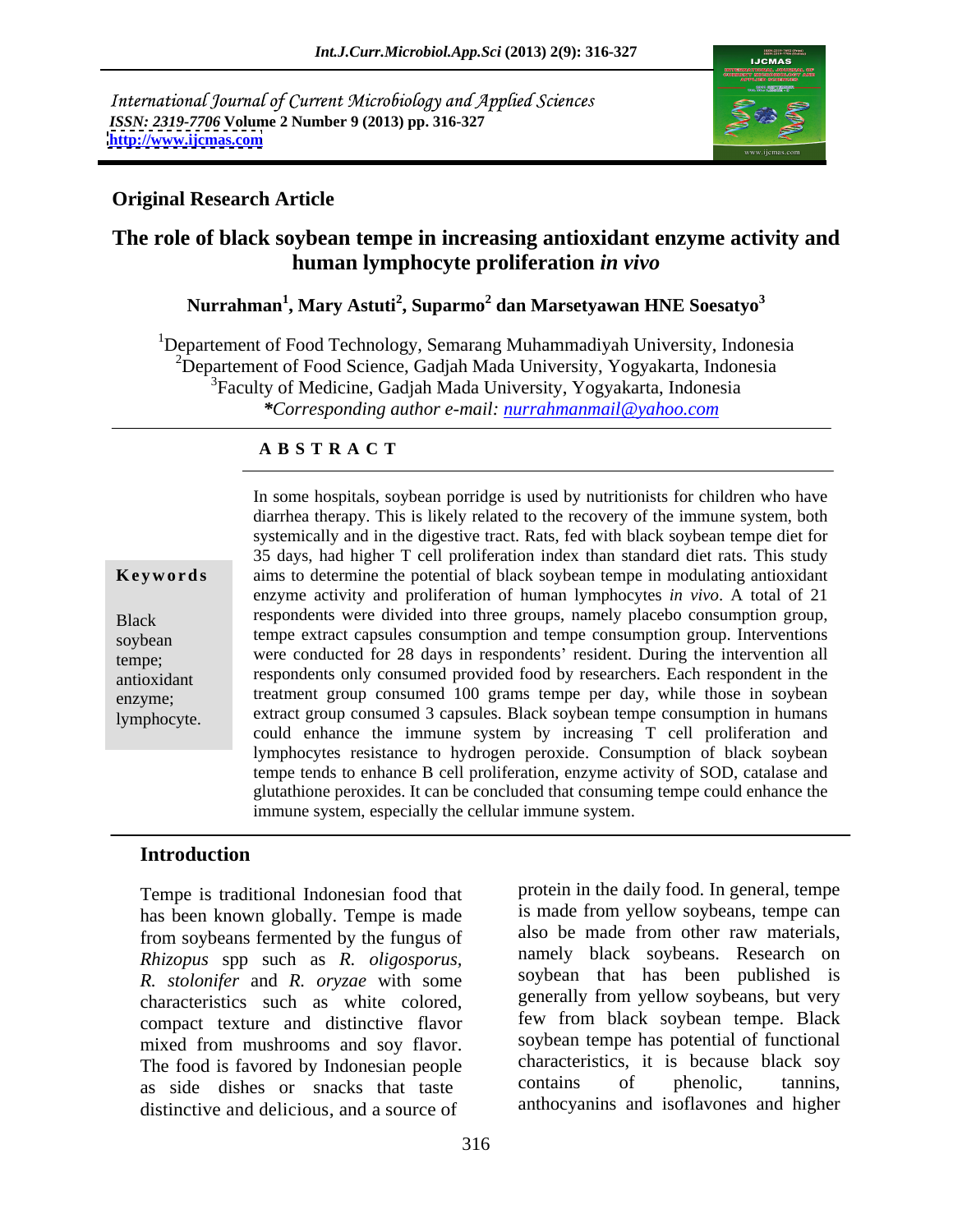International Journal of Current Microbiology and Applied Sciences
*ISSN: 2319-7706* **Volume 2 Number 9 (2013) pp. 316-327**
**http://www.ijcmas.com**

**Original Research Article**

# The role of black soybean tempe in increasing antioxidant enzyme activity and human lymphocyte proliferation *in vivo*

**Nurrahman[1], Mary Astuti[2], Suparmo[2] dan Marsetyawan HNE Soesatyo[3]**

[1]Departement of Food Technology, Semarang Muhammadiyah University, Indonesia
[2]Departement of Food Science, Gadjah Mada University, Yogyakarta, Indonesia
[3]Faculty of Medicine, Gadjah Mada University, Yogyakarta, Indonesia
***Corresponding author e-mail:** *nurrahmanmail@yahoo.com*

## ABSTRACT

**Keywords**

Black soybean tempe; antioxidant enzyme; lymphocyte.

In some hospitals, soybean porridge is used by nutritionists for children who have diarrhea therapy. This is likely related to the recovery of the immune system, both systemically and in the digestive tract. Rats, fed with black soybean tempe diet for 35 days, had higher T cell proliferation index than standard diet rats. This study aims to determine the potential of black soybean tempe in modulating antioxidant enzyme activity and proliferation of human lymphocytes *in vivo*. A total of 21 respondents were divided into three groups, namely placebo consumption group, tempe extract capsules consumption and tempe consumption group. Interventions were conducted for 28 days in respondents' resident. During the intervention all respondents only consumed provided food by researchers. Each respondent in the treatment group consumed 100 grams tempe per day, while those in soybean extract group consumed 3 capsules. Black soybean tempe consumption in humans could enhance the immune system by increasing T cell proliferation and lymphocytes resistance to hydrogen peroxide. Consumption of black soybean tempe tends to enhance B cell proliferation, enzyme activity of SOD, catalase and glutathione peroxides. It can be concluded that consuming tempe could enhance the immune system, especially the cellular immune system.

## Introduction

Tempe is traditional Indonesian food that has been known globally. Tempe is made from soybeans fermented by the fungus of *Rhizopus* spp such as *R. oligosporus*, *R. stolonifer* and *R. oryzae* with some characteristics such as white colored, compact texture and distinctive flavor mixed from mushrooms and soy flavor. The food is favored by Indonesian people as side dishes or snacks that taste distinctive and delicious, and a source of protein in the daily food. In general, tempe is made from yellow soybeans, tempe can also be made from other raw materials, namely black soybeans. Research on soybean that has been published is generally from yellow soybeans, but very few from black soybean tempe. Black soybean tempe has potential of functional characteristics, it is because black soy contains of phenolic, tannins, anthocyanins and isoflavones and higher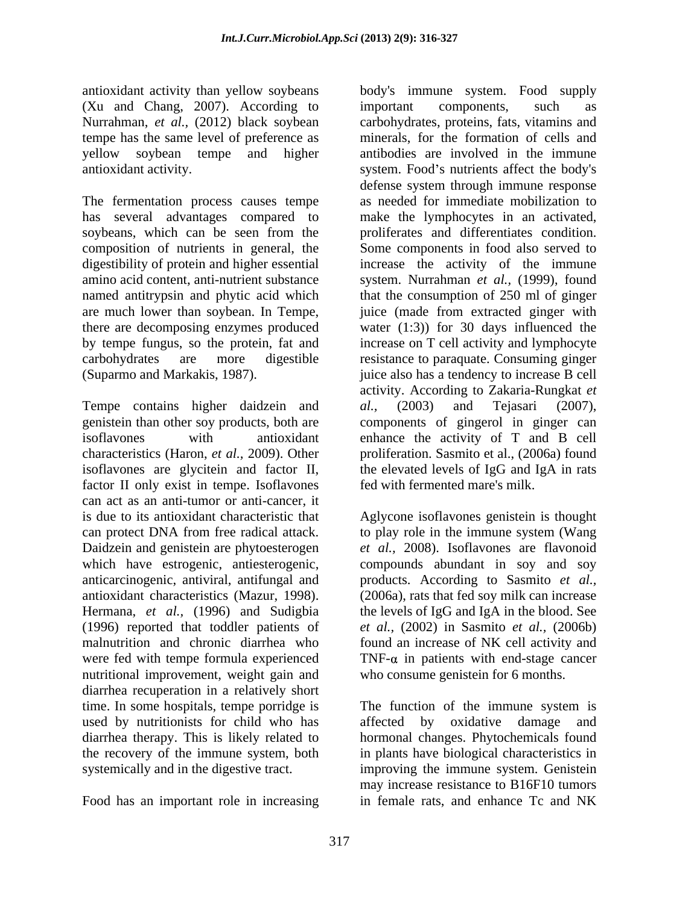antioxidant activity than yellow soybeans (Xu and Chang, 2007). According to Nurrahman, *et al.,* (2012) black soybean tempe has the same level of preference as yellow soybean tempe and higher antioxidant activity.

The fermentation process causes tempe has several advantages compared to soybeans, which can be seen from the composition of nutrients in general, the digestibility of protein and higher essential amino acid content, anti-nutrient substance named antitrypsin and phytic acid which are much lower than soybean. In Tempe, there are decomposing enzymes produced by tempe fungus, so the protein, fat and carbohydrates are more digestible (Suparmo and Markakis, 1987).

Tempe contains higher daidzein and genistein than other soy products, both are isoflavones with antioxidant characteristics (Haron, *et al.,* 2009). Other isoflavones are glycitein and factor II, factor II only exist in tempe. Isoflavones can act as an anti-tumor or anti-cancer, it is due to its antioxidant characteristic that can protect DNA from free radical attack. Daidzein and genistein are phytoesterogen which have estrogenic, antiesterogenic, anticarcinogenic, antiviral, antifungal and antioxidant characteristics (Mazur, 1998). Hermana, *et al.,* (1996) and Sudigbia (1996) reported that toddler patients of malnutrition and chronic diarrhea who were fed with tempe formula experienced nutritional improvement, weight gain and diarrhea recuperation in a relatively short time. In some hospitals, tempe porridge is used by nutritionists for child who has diarrhea therapy. This is likely related to the recovery of the immune system, both systemically and in the digestive tract.

Food has an important role in increasing body's immune system. Food supply important components, such as carbohydrates, proteins, fats, vitamins and minerals, for the formation of cells and antibodies are involved in the immune system. Food's nutrients affect the body's defense system through immune response as needed for immediate mobilization to make the lymphocytes in an activated, proliferates and differentiates condition. Some components in food also served to increase the activity of the immune system. Nurrahman *et al.,* (1999), found that the consumption of 250 ml of ginger juice (made from extracted ginger with water (1:3)) for 30 days influenced the increase on T cell activity and lymphocyte resistance to paraquate. Consuming ginger juice also has a tendency to increase B cell activity. According to Zakaria-Rungkat *et al.,* (2003) and Tejasari (2007), components of gingerol in ginger can enhance the activity of T and B cell proliferation. Sasmito et al., (2006a) found the elevated levels of IgG and IgA in rats fed with fermented mare's milk.

Aglycone isoflavones genistein is thought to play role in the immune system (Wang *et al.,* 2008). Isoflavones are flavonoid compounds abundant in soy and soy products. According to Sasmito *et al.,* (2006a), rats that fed soy milk can increase the levels of IgG and IgA in the blood. See *et al.,* (2002) in Sasmito *et al.,* (2006b) found an increase of NK cell activity and TNF-$\alpha$ in patients with end-stage cancer who consume genistein for 6 months.

The function of the immune system is affected by oxidative damage and hormonal changes. Phytochemicals found in plants have biological characteristics in improving the immune system. Genistein may increase resistance to B16F10 tumors in female rats, and enhance Tc and NK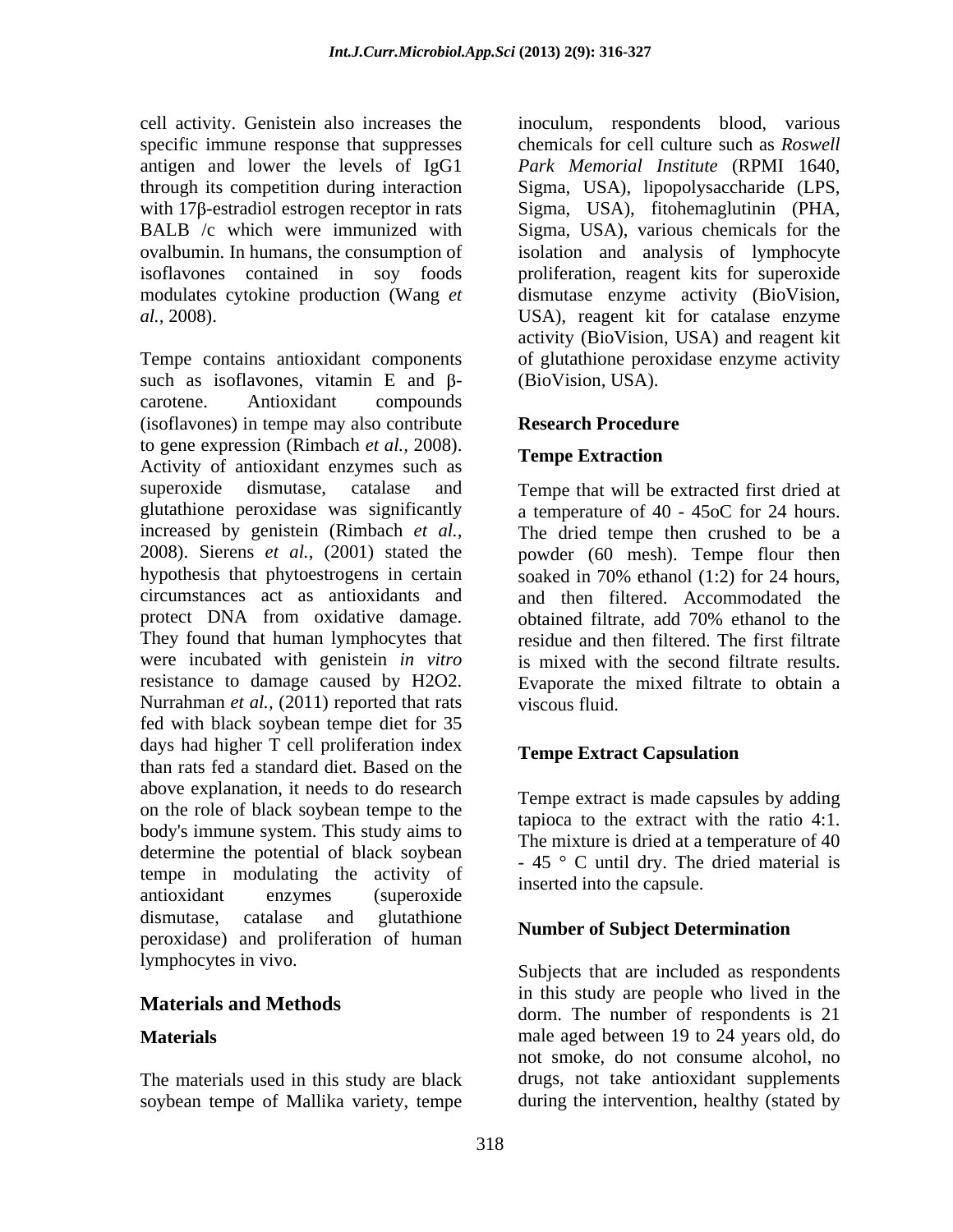cell activity. Genistein also increases the specific immune response that suppresses antigen and lower the levels of IgG1 through its competition during interaction with 17β-estradiol estrogen receptor in rats BALB /c which were immunized with ovalbumin. In humans, the consumption of isoflavones contained in soy foods modulates cytokine production (Wang *et al.,* 2008).

Tempe contains antioxidant components such as isoflavones, vitamin E and β-carotene. Antioxidant compounds (isoflavones) in tempe may also contribute to gene expression (Rimbach *et al.,* 2008). Activity of antioxidant enzymes such as superoxide dismutase, catalase and glutathione peroxidase was significantly increased by genistein (Rimbach *et al.,* 2008). Sierens *et al.,* (2001) stated the hypothesis that phytoestrogens in certain circumstances act as antioxidants and protect DNA from oxidative damage. They found that human lymphocytes that were incubated with genistein *in vitro* resistance to damage caused by $H_2O_2$. Nurrahman *et al.,* (2011) reported that rats fed with black soybean tempe diet for 35 days had higher T cell proliferation index than rats fed a standard diet. Based on the above explanation, it needs to do research on the role of black soybean tempe to the body's immune system. This study aims to determine the potential of black soybean tempe in modulating the activity of antioxidant enzymes (superoxide dismutase, catalase and glutathione peroxidase) and proliferation of human lymphocytes in vivo.

## Materials and Methods

### Materials

The materials used in this study are black soybean tempe of Mallika variety, tempe inoculum, respondents blood, various chemicals for cell culture such as *Roswell Park Memorial Institute* (RPMI 1640, Sigma, USA), lipopolysaccharide (LPS, Sigma, USA), fitohemaglutinin (PHA, Sigma, USA), various chemicals for the isolation and analysis of lymphocyte proliferation, reagent kits for superoxide dismutase enzyme activity (BioVision, USA), reagent kit for catalase enzyme activity (BioVision, USA) and reagent kit of glutathione peroxidase enzyme activity (BioVision, USA).

### Research Procedure

### Tempe Extraction

Tempe that will be extracted first dried at a temperature of 40 - 45oC for 24 hours. The dried tempe then crushed to be a powder (60 mesh). Tempe flour then soaked in 70% ethanol (1:2) for 24 hours, and then filtered. Accommodated the obtained filtrate, add 70% ethanol to the residue and then filtered. The first filtrate is mixed with the second filtrate results. Evaporate the mixed filtrate to obtain a viscous fluid.

### Tempe Extract Capsulation

Tempe extract is made capsules by adding tapioca to the extract with the ratio 4:1. The mixture is dried at a temperature of 40 - 45 ° C until dry. The dried material is inserted into the capsule.

### Number of Subject Determination

Subjects that are included as respondents in this study are people who lived in the dorm. The number of respondents is 21 male aged between 19 to 24 years old, do not smoke, do not consume alcohol, no drugs, not take antioxidant supplements during the intervention, healthy (stated by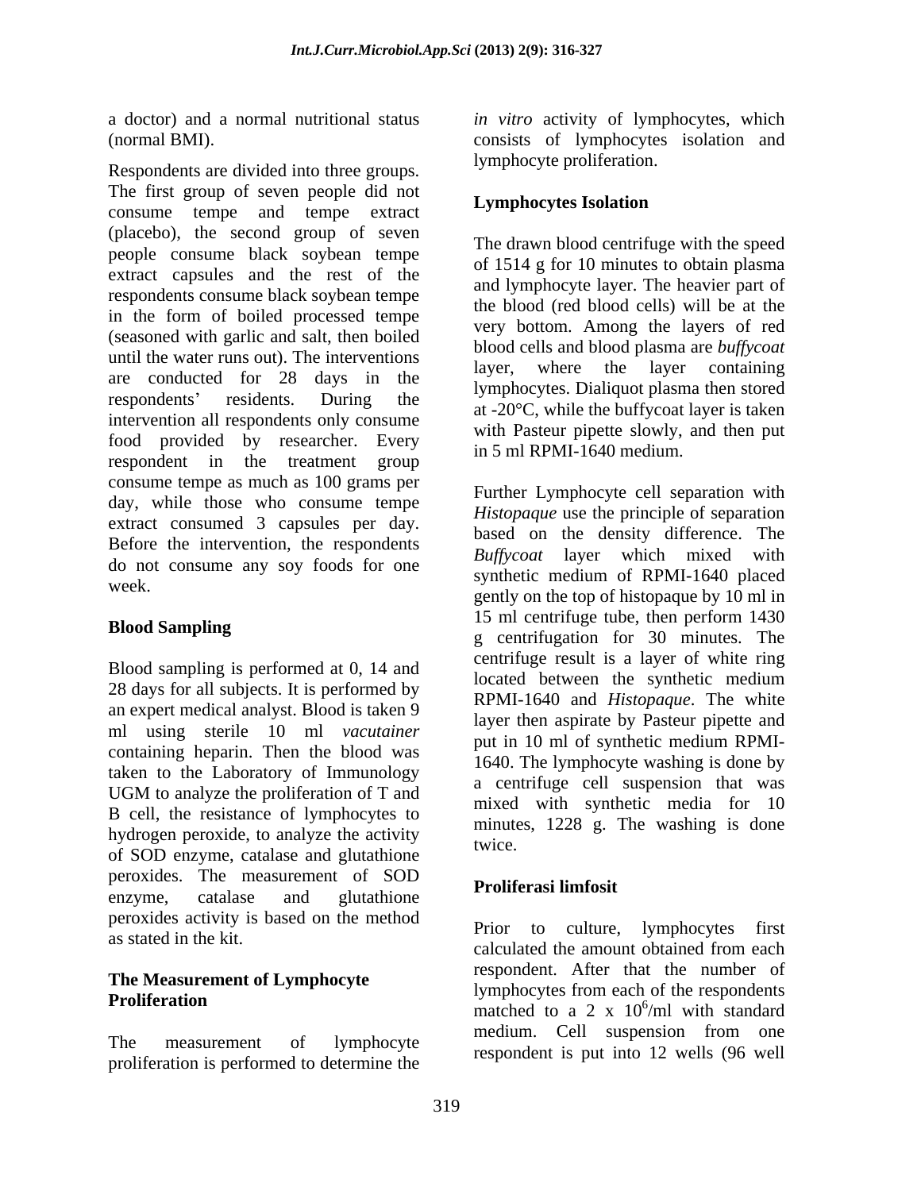a doctor) and a normal nutritional status (normal BMI).

Respondents are divided into three groups. The first group of seven people did not consume tempe and tempe extract (placebo), the second group of seven people consume black soybean tempe extract capsules and the rest of the respondents consume black soybean tempe in the form of boiled processed tempe (seasoned with garlic and salt, then boiled until the water runs out). The interventions are conducted for 28 days in the respondents' residents. During the intervention all respondents only consume food provided by researcher. Every respondent in the treatment group consume tempe as much as 100 grams per day, while those who consume tempe extract consumed 3 capsules per day. Before the intervention, the respondents do not consume any soy foods for one week.

### Blood Sampling

Blood sampling is performed at 0, 14 and 28 days for all subjects. It is performed by an expert medical analyst. Blood is taken 9 ml using sterile 10 ml *vacutainer* containing heparin. Then the blood was taken to the Laboratory of Immunology UGM to analyze the proliferation of T and B cell, the resistance of lymphocytes to hydrogen peroxide, to analyze the activity of SOD enzyme, catalase and glutathione peroxides. The measurement of SOD enzyme, catalase and glutathione peroxides activity is based on the method as stated in the kit.

### The Measurement of Lymphocyte Proliferation

The measurement of lymphocyte proliferation is performed to determine the *in vitro* activity of lymphocytes, which consists of lymphocytes isolation and lymphocyte proliferation.

### Lymphocytes Isolation

The drawn blood centrifuge with the speed of 1514 g for 10 minutes to obtain plasma and lymphocyte layer. The heavier part of the blood (red blood cells) will be at the very bottom. Among the layers of red blood cells and blood plasma are *buffycoat* layer, where the layer containing lymphocytes. Dialiquot plasma then stored at -20°C, while the buffycoat layer is taken with Pasteur pipette slowly, and then put in 5 ml RPMI-1640 medium.

Further Lymphocyte cell separation with *Histopaque* use the principle of separation based on the density difference. The *Buffycoat* layer which mixed with synthetic medium of RPMI-1640 placed gently on the top of histopaque by 10 ml in 15 ml centrifuge tube, then perform 1430 g centrifugation for 30 minutes. The centrifuge result is a layer of white ring located between the synthetic medium RPMI-1640 and *Histopaque*. The white layer then aspirate by Pasteur pipette and put in 10 ml of synthetic medium RPMI-1640. The lymphocyte washing is done by a centrifuge cell suspension that was mixed with synthetic media for 10 minutes, 1228 g. The washing is done twice.

### Proliferasi limfosit

Prior to culture, lymphocytes first calculated the amount obtained from each respondent. After that the number of lymphocytes from each of the respondents matched to a 2 x $10^6$/ml with standard medium. Cell suspension from one respondent is put into 12 wells (96 well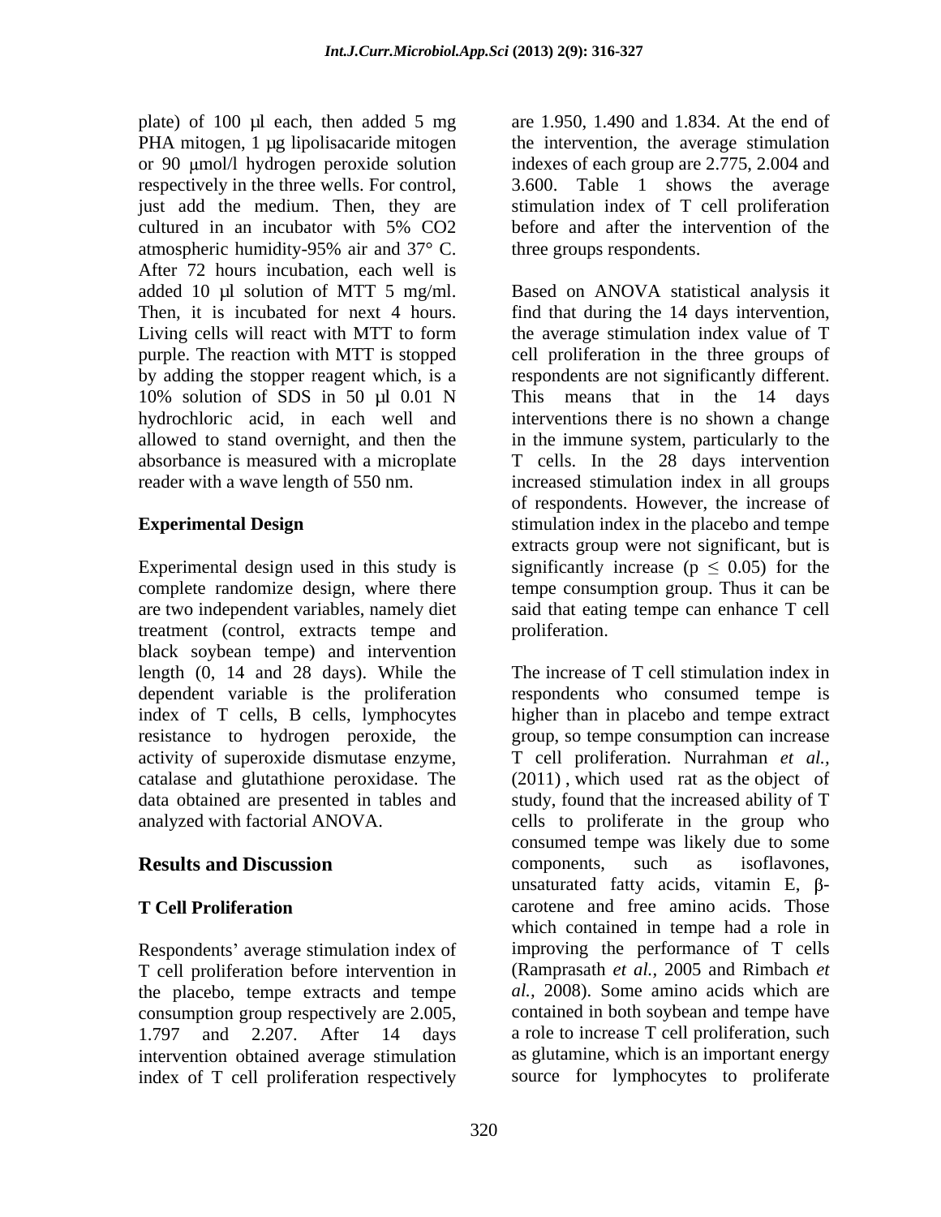plate) of 100 μl each, then added 5 mg PHA mitogen, 1 μg lipolisacaride mitogen or 90 μmol/l hydrogen peroxide solution respectively in the three wells. For control, just add the medium. Then, they are cultured in an incubator with 5% $CO_2$ atmospheric humidity-95% air and 37° C. After 72 hours incubation, each well is added 10 μl solution of MTT 5 mg/ml. Then, it is incubated for next 4 hours. Living cells will react with MTT to form purple. The reaction with MTT is stopped by adding the stopper reagent which, is a 10% solution of SDS in 50 μl 0.01 N hydrochloric acid, in each well and allowed to stand overnight, and then the absorbance is measured with a microplate reader with a wave length of 550 nm.

## Experimental Design

Experimental design used in this study is complete randomize design, where there are two independent variables, namely diet treatment (control, extracts tempe and black soybean tempe) and intervention length (0, 14 and 28 days). While the dependent variable is the proliferation index of T cells, B cells, lymphocytes resistance to hydrogen peroxide, the activity of superoxide dismutase enzyme, catalase and glutathione peroxidase. The data obtained are presented in tables and analyzed with factorial ANOVA.

## Results and Discussion

### T Cell Proliferation

Respondents' average stimulation index of T cell proliferation before intervention in the placebo, tempe extracts and tempe consumption group respectively are 2.005, 1.797 and 2.207. After 14 days intervention obtained average stimulation index of T cell proliferation respectively are 1.950, 1.490 and 1.834. At the end of the intervention, the average stimulation indexes of each group are 2.775, 2.004 and 3.600. Table 1 shows the average stimulation index of T cell proliferation before and after the intervention of the three groups respondents.

Based on ANOVA statistical analysis it find that during the 14 days intervention, the average stimulation index value of T cell proliferation in the three groups of respondents are not significantly different. This means that in the 14 days interventions there is no shown a change in the immune system, particularly to the T cells. In the 28 days intervention increased stimulation index in all groups of respondents. However, the increase of stimulation index in the placebo and tempe extracts group were not significant, but is significantly increase ($p \leq 0.05$) for the tempe consumption group. Thus it can be said that eating tempe can enhance T cell proliferation.

The increase of T cell stimulation index in respondents who consumed tempe is higher than in placebo and tempe extract group, so tempe consumption can increase T cell proliferation. Nurrahman *et al.,* (2011) , which used rat as the object of study, found that the increased ability of T cells to proliferate in the group who consumed tempe was likely due to some components, such as isoflavones, unsaturated fatty acids, vitamin E, β-carotene and free amino acids. Those which contained in tempe had a role in improving the performance of T cells (Ramprasath *et al.,* 2005 and Rimbach *et al.,* 2008). Some amino acids which are contained in both soybean and tempe have a role to increase T cell proliferation, such as glutamine, which is an important energy source for lymphocytes to proliferate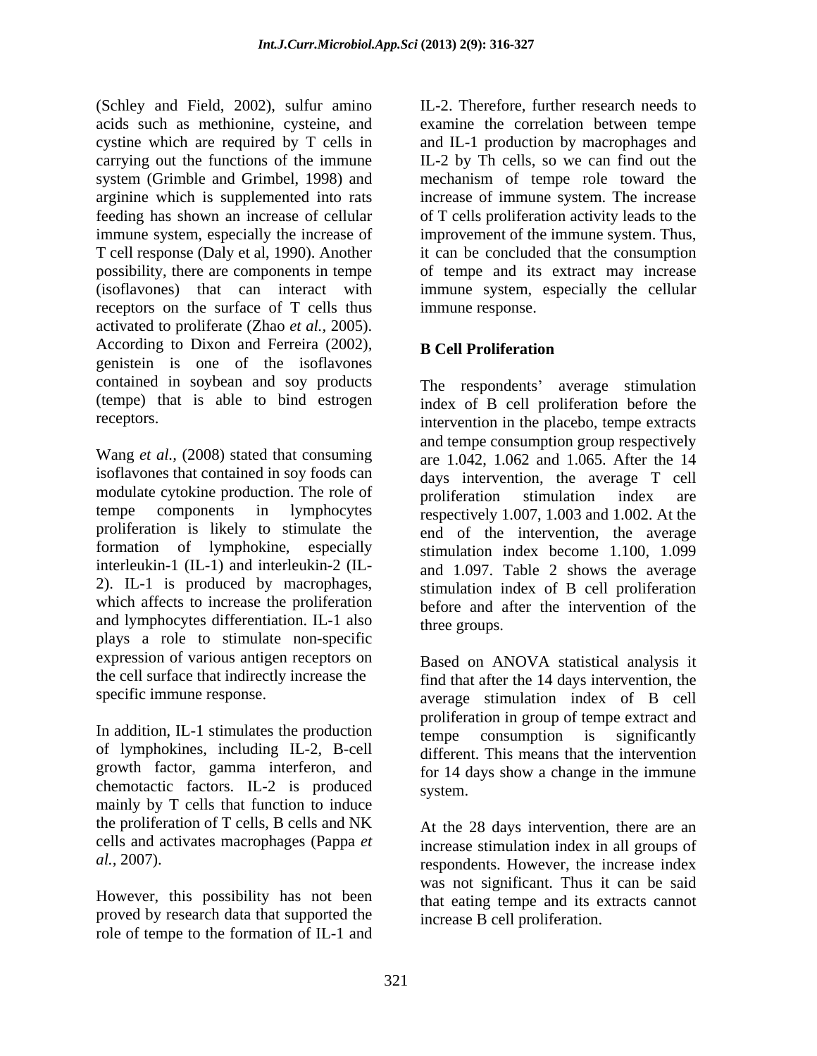(Schley and Field, 2002), sulfur amino acids such as methionine, cysteine, and cystine which are required by T cells in carrying out the functions of the immune system (Grimble and Grimbel, 1998) and arginine which is supplemented into rats feeding has shown an increase of cellular immune system, especially the increase of T cell response (Daly et al, 1990). Another possibility, there are components in tempe (isoflavones) that can interact with receptors on the surface of T cells thus activated to proliferate (Zhao *et al.*, 2005). According to Dixon and Ferreira (2002), genistein is one of the isoflavones contained in soybean and soy products (tempe) that is able to bind estrogen receptors.

Wang *et al.*, (2008) stated that consuming isoflavones that contained in soy foods can modulate cytokine production. The role of tempe components in lymphocytes proliferation is likely to stimulate the formation of lymphokine, especially interleukin-1 (IL-1) and interleukin-2 (IL-2). IL-1 is produced by macrophages, which affects to increase the proliferation and lymphocytes differentiation. IL-1 also plays a role to stimulate non-specific expression of various antigen receptors on the cell surface that indirectly increase the specific immune response.

In addition, IL-1 stimulates the production of lymphokines, including IL-2, B-cell growth factor, gamma interferon, and chemotactic factors. IL-2 is produced mainly by T cells that function to induce the proliferation of T cells, B cells and NK cells and activates macrophages (Pappa *et al.*, 2007).

However, this possibility has not been proved by research data that supported the role of tempe to the formation of IL-1 and IL-2. Therefore, further research needs to examine the correlation between tempe and IL-1 production by macrophages and IL-2 by Th cells, so we can find out the mechanism of tempe role toward the increase of immune system. The increase of T cells proliferation activity leads to the improvement of the immune system. Thus, it can be concluded that the consumption of tempe and its extract may increase immune system, especially the cellular immune response.

## B Cell Proliferation

The respondents' average stimulation index of B cell proliferation before the intervention in the placebo, tempe extracts and tempe consumption group respectively are 1.042, 1.062 and 1.065. After the 14 days intervention, the average T cell proliferation stimulation index are respectively 1.007, 1.003 and 1.002. At the end of the intervention, the average stimulation index become 1.100, 1.099 and 1.097. Table 2 shows the average stimulation index of B cell proliferation before and after the intervention of the three groups.

Based on ANOVA statistical analysis it find that after the 14 days intervention, the average stimulation index of B cell proliferation in group of tempe extract and tempe consumption is significantly different. This means that the intervention for 14 days show a change in the immune system.

At the 28 days intervention, there are an increase stimulation index in all groups of respondents. However, the increase index was not significant. Thus it can be said that eating tempe and its extracts cannot increase B cell proliferation.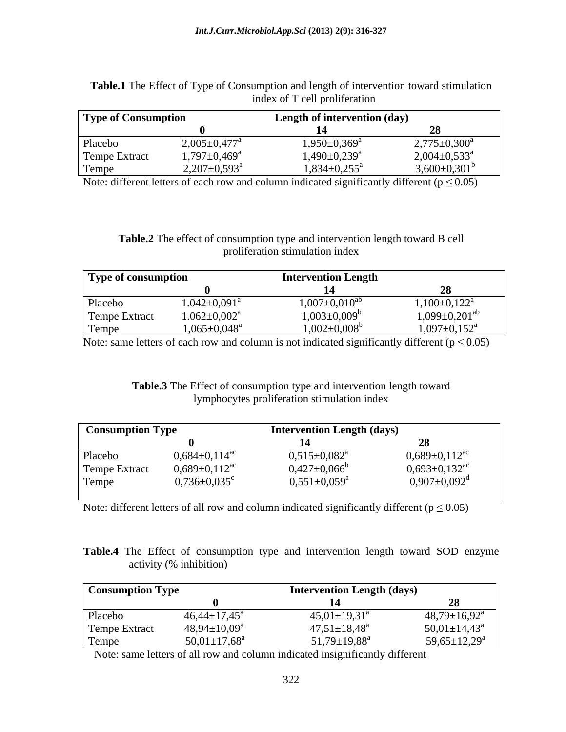**Table.1** The Effect of Type of Consumption and length of intervention toward stimulation index of T cell proliferation

| Type of Consumption | Length of intervention (day) | | |
|---|---|---|---|
| | 0 | 14 | 28 |
| Placebo | 2,005±0,477[a] | 1,950±0,369[a] | 2,775±0,300[a] |
| Tempe Extract | 1,797±0,469[a] | 1,490±0,239[a] | 2,004±0,533[a] |
| Tempe | 2,207±0,593[a] | 1,834±0,255[a] | 3,600±0,301[b] |

Note: different letters of each row and column indicated significantly different ($p \leq 0.05$)

**Table.2** The effect of consumption type and intervention length toward B cell proliferation stimulation index

| Type of consumption | Intervention Length | | |
|---|---|---|---|
| | 0 | 14 | 28 |
| Placebo | 1.042±0,091[a] | 1,007±0,010[ab] | 1,100±0,122[a] |
| Tempe Extract | 1.062±0,002[a] | 1,003±0,009[b] | 1,099±0,201[ab] |
| Tempe | 1,065±0,048[a] | 1,002±0,008[b] | 1,097±0,152[a] |

Note: same letters of each row and column is not indicated significantly different ($p \leq 0.05$)

**Table.3** The Effect of consumption type and intervention length toward lymphocytes proliferation stimulation index

| Consumption Type | Intervention Length (days) | | |
|---|---|---|---|
| | 0 | 14 | 28 |
| Placebo | 0,684±0,114[ac] | 0,515±0,082[a] | 0,689±0,112[ac] |
| Tempe Extract | 0,689±0,112[ac] | 0,427±0,066[b] | 0,693±0,132[ac] |
| Tempe | 0,736±0,035[c] | 0,551±0,059[a] | 0,907±0,092[d] |

Note: different letters of all row and column indicated significantly different ($p \leq 0.05$)

**Table.4** The Effect of consumption type and intervention length toward SOD enzyme activity (% inhibition)

| Consumption Type | Intervention Length (days) | | |
|---|---|---|---|
| | 0 | 14 | 28 |
| Placebo | 46,44±17,45[a] | 45,01±19,31[a] | 48,79±16,92[a] |
| Tempe Extract | 48,94±10,09[a] | 47,51±18,48[a] | 50,01±14,43[a] |
| Tempe | 50,01±17,68[a] | 51,79±19,88[a] | 59,65±12,29[a] |

Note: same letters of all row and column indicated insignificantly different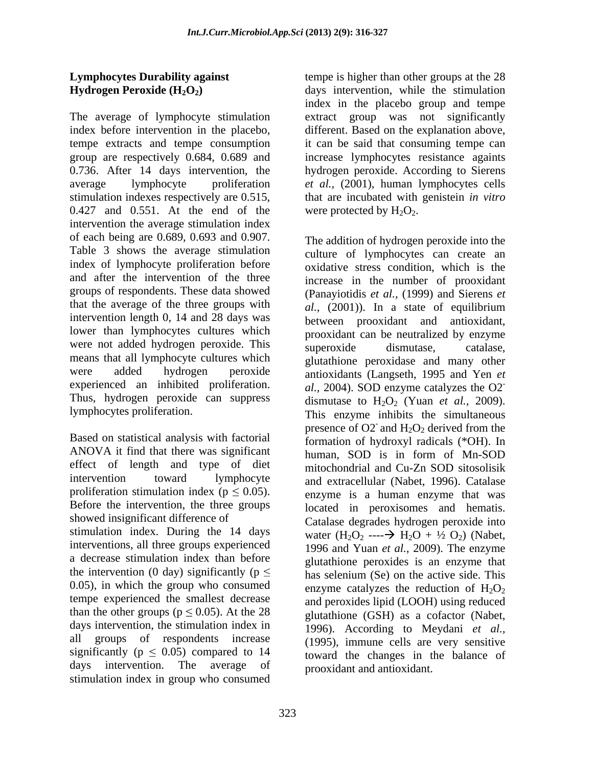**Lymphocytes Durability against Hydrogen Peroxide ($H_2O_2$)**

The average of lymphocyte stimulation index before intervention in the placebo, tempe extracts and tempe consumption group are respectively 0.684, 0.689 and 0.736. After 14 days intervention, the average lymphocyte proliferation stimulation indexes respectively are 0.515, 0.427 and 0.551. At the end of the intervention the average stimulation index of each being are 0.689, 0.693 and 0.907. Table 3 shows the average stimulation index of lymphocyte proliferation before and after the intervention of the three groups of respondents. These data showed that the average of the three groups with intervention length 0, 14 and 28 days was lower than lymphocytes cultures which were not added hydrogen peroxide. This means that all lymphocyte cultures which were added hydrogen peroxide experienced an inhibited proliferation. Thus, hydrogen peroxide can suppress lymphocytes proliferation.

Based on statistical analysis with factorial ANOVA it find that there was significant effect of length and type of diet intervention toward lymphocyte proliferation stimulation index ($p \leq 0.05$). Before the intervention, the three groups showed insignificant difference of stimulation index. During the 14 days interventions, all three groups experienced a decrease stimulation index than before the intervention (0 day) significantly ($p \leq 0.05$), in which the group who consumed tempe experienced the smallest decrease than the other groups ($p \leq 0.05$). At the 28 days intervention, the stimulation index in all groups of respondents increase significantly ($p \leq 0.05$) compared to 14 days intervention. The average of stimulation index in group who consumed tempe is higher than other groups at the 28 days intervention, while the stimulation index in the placebo group and tempe extract group was not significantly different. Based on the explanation above, it can be said that consuming tempe can increase lymphocytes resistance againts hydrogen peroxide. According to Sierens *et al.*, (2001), human lymphocytes cells that are incubated with genistein *in vitro* were protected by $H_2O_2$.

The addition of hydrogen peroxide into the culture of lymphocytes can create an oxidative stress condition, which is the increase in the number of prooxidant (Panayiotidis *et al.*, (1999) and Sierens *et al.*, (2001)). In a state of equilibrium between prooxidant and antioxidant, prooxidant can be neutralized by enzyme superoxide dismutase, catalase, glutathione peroxidase and many other antioxidants (Langseth, 1995 and Yen *et al.*, 2004). SOD enzyme catalyzes the $O2^-$ dismutase to $H_2O_2$ (Yuan *et al.*, 2009). This enzyme inhibits the simultaneous presence of $O2^-$ and $H_2O_2$ derived from the formation of hydroxyl radicals (*OH). In human, SOD is in form of Mn-SOD mitochondrial and Cu-Zn SOD sitosolisik and extracellular (Nabet, 1996). Catalase enzyme is a human enzyme that was located in peroxisomes and hematis. Catalase degrades hydrogen peroxide into water ($H_2O_2 \longrightarrow H_2O + \frac{1}{2} O_2$) (Nabet, 1996 and Yuan *et al.*, 2009). The enzyme glutathione peroxides is an enzyme that has selenium (Se) on the active side. This enzyme catalyzes the reduction of $H_2O_2$ and peroxides lipid (LOOH) using reduced glutathione (GSH) as a cofactor (Nabet, 1996). According to Meydani *et al.*, (1995), immune cells are very sensitive toward the changes in the balance of prooxidant and antioxidant.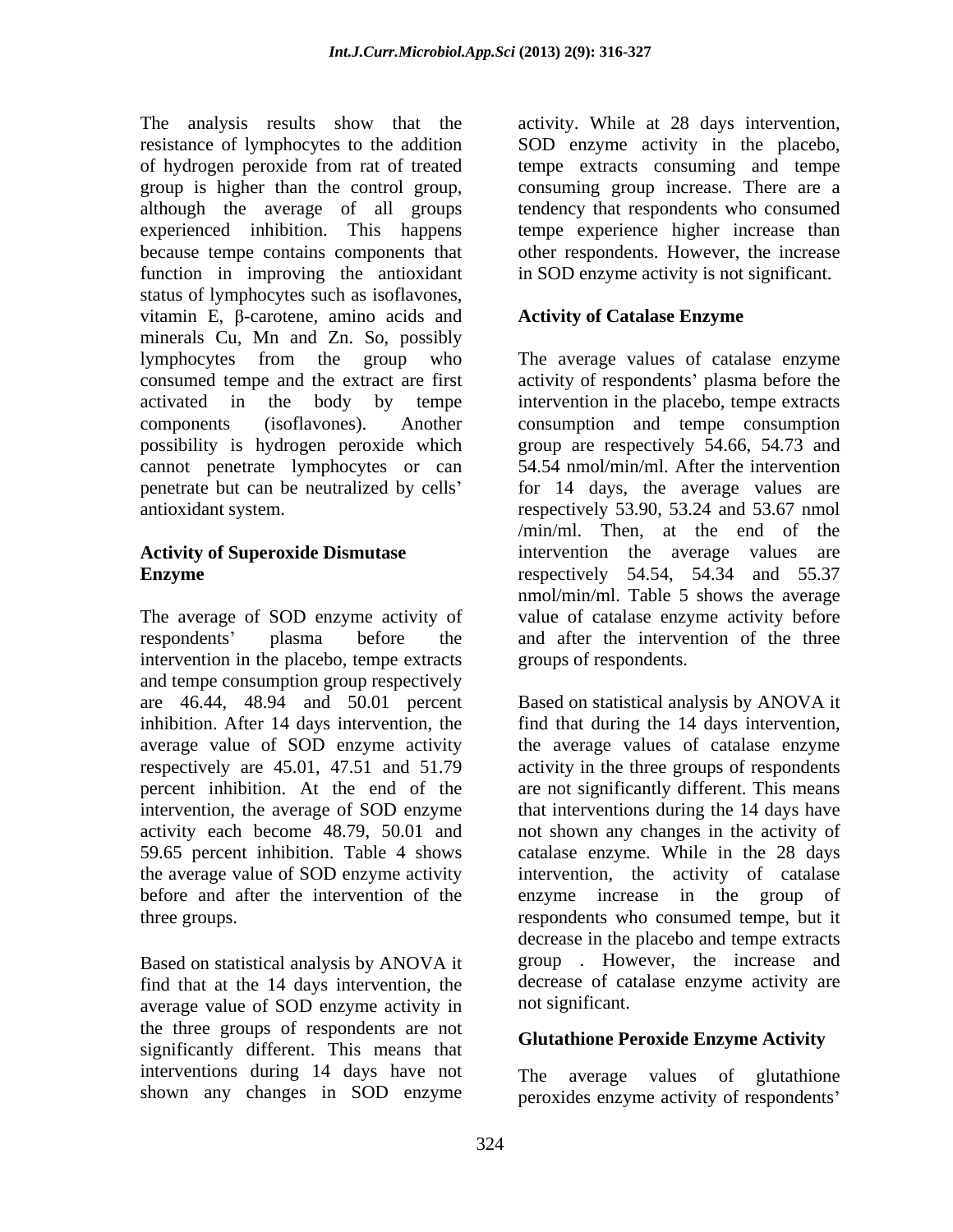The analysis results show that the resistance of lymphocytes to the addition of hydrogen peroxide from rat of treated group is higher than the control group, although the average of all groups experienced inhibition. This happens because tempe contains components that function in improving the antioxidant status of lymphocytes such as isoflavones, vitamin E, β-carotene, amino acids and minerals Cu, Mn and Zn. So, possibly lymphocytes from the group who consumed tempe and the extract are first activated in the body by tempe components (isoflavones). Another possibility is hydrogen peroxide which cannot penetrate lymphocytes or can penetrate but can be neutralized by cells' antioxidant system.

### Activity of Superoxide Dismutase Enzyme

The average of SOD enzyme activity of respondents' plasma before the intervention in the placebo, tempe extracts and tempe consumption group respectively are 46.44, 48.94 and 50.01 percent inhibition. After 14 days intervention, the average value of SOD enzyme activity respectively are 45.01, 47.51 and 51.79 percent inhibition. At the end of the intervention, the average of SOD enzyme activity each become 48.79, 50.01 and 59.65 percent inhibition. Table 4 shows the average value of SOD enzyme activity before and after the intervention of the three groups.

Based on statistical analysis by ANOVA it find that at the 14 days intervention, the average value of SOD enzyme activity in the three groups of respondents are not significantly different. This means that interventions during 14 days have not shown any changes in SOD enzyme activity. While at 28 days intervention, SOD enzyme activity in the placebo, tempe extracts consuming and tempe consuming group increase. There are a tendency that respondents who consumed tempe experience higher increase than other respondents. However, the increase in SOD enzyme activity is not significant.

### Activity of Catalase Enzyme

The average values of catalase enzyme activity of respondents' plasma before the intervention in the placebo, tempe extracts consumption and tempe consumption group are respectively 54.66, 54.73 and 54.54 nmol/min/ml. After the intervention for 14 days, the average values are respectively 53.90, 53.24 and 53.67 nmol /min/ml. Then, at the end of the intervention the average values are respectively 54.54, 54.34 and 55.37 nmol/min/ml. Table 5 shows the average value of catalase enzyme activity before and after the intervention of the three groups of respondents.

Based on statistical analysis by ANOVA it find that during the 14 days intervention, the average values of catalase enzyme activity in the three groups of respondents are not significantly different. This means that interventions during the 14 days have not shown any changes in the activity of catalase enzyme. While in the 28 days intervention, the activity of catalase enzyme increase in the group of respondents who consumed tempe, but it decrease in the placebo and tempe extracts group . However, the increase and decrease of catalase enzyme activity are not significant.

### Glutathione Peroxide Enzyme Activity

The average values of glutathione peroxides enzyme activity of respondents'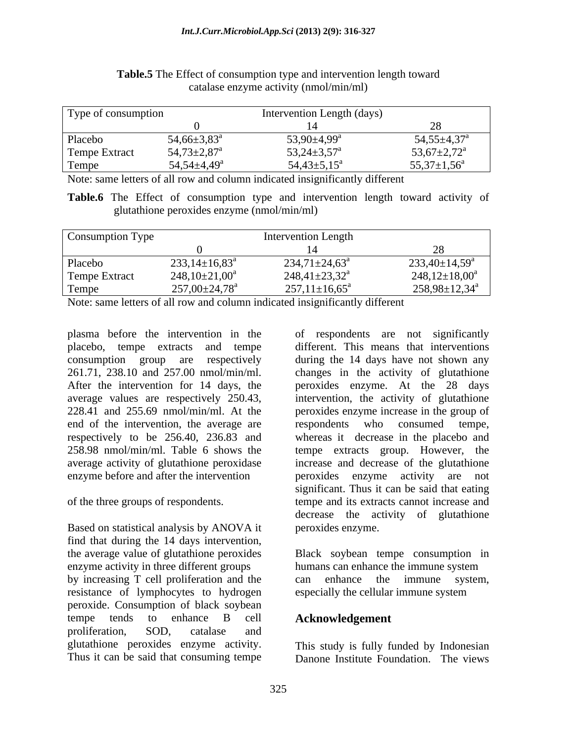**Table.5** The Effect of consumption type and intervention length toward catalase enzyme activity (nmol/min/ml)

| Type of consumption | Intervention Length (days) | | |
|---|---|---|---|
| | 0 | 14 | 28 |
| Placebo | 54,66±3,83[a] | 53,90±4,99[a] | 54,55±4,37[a] |
| Tempe Extract | 54,73±2,87[a] | 53,24±3,57[a] | 53,67±2,72[a] |
| Tempe | 54,54±4,49[a] | 54,43±5,15[a] | 55,37±1,56[a] |

Note: same letters of all row and column indicated insignificantly different

**Table.6** The Effect of consumption type and intervention length toward activity of glutathione peroxides enzyme (nmol/min/ml)

| Consumption Type | Intervention Length | | |
|---|---|---|---|
| | 0 | 14 | 28 |
| Placebo | 233,14±16,83[a] | 234,71±24,63[a] | 233,40±14,59[a] |
| Tempe Extract | 248,10±21,00[a] | 248,41±23,32[a] | 248,12±18,00[a] |
| Tempe | 257,00±24,78[a] | 257,11±16,65[a] | 258,98±12,34[a] |

Note: same letters of all row and column indicated insignificantly different

plasma before the intervention in the placebo, tempe extracts and tempe consumption group are respectively 261.71, 238.10 and 257.00 nmol/min/ml. After the intervention for 14 days, the average values are respectively 250.43, 228.41 and 255.69 nmol/min/ml. At the end of the intervention, the average are respectively to be 256.40, 236.83 and 258.98 nmol/min/ml. Table 6 shows the average activity of glutathione peroxidase enzyme before and after the intervention

of the three groups of respondents.

Based on statistical analysis by ANOVA it find that during the 14 days intervention, the average value of glutathione peroxides enzyme activity in three different groups of respondents are not significantly different. This means that interventions during the 14 days have not shown any changes in the activity of glutathione peroxides enzyme. At the 28 days intervention, the activity of glutathione peroxides enzyme increase in the group of respondents who consumed tempe, whereas it decrease in the placebo and tempe extracts group. However, the increase and decrease of the glutathione peroxides enzyme activity are not significant. Thus it can be said that eating tempe and its extracts cannot increase and decrease the activity of glutathione peroxides enzyme.

Black soybean tempe consumption in humans can enhance the immune system by increasing T cell proliferation and the resistance of lymphocytes to hydrogen peroxide. Consumption of black soybean tempe tends to enhance B cell proliferation, SOD, catalase and glutathione peroxides enzyme activity. Thus it can be said that consuming tempe can enhance the immune system, especially the cellular immune system

## Acknowledgement

This study is fully funded by Indonesian Danone Institute Foundation. The views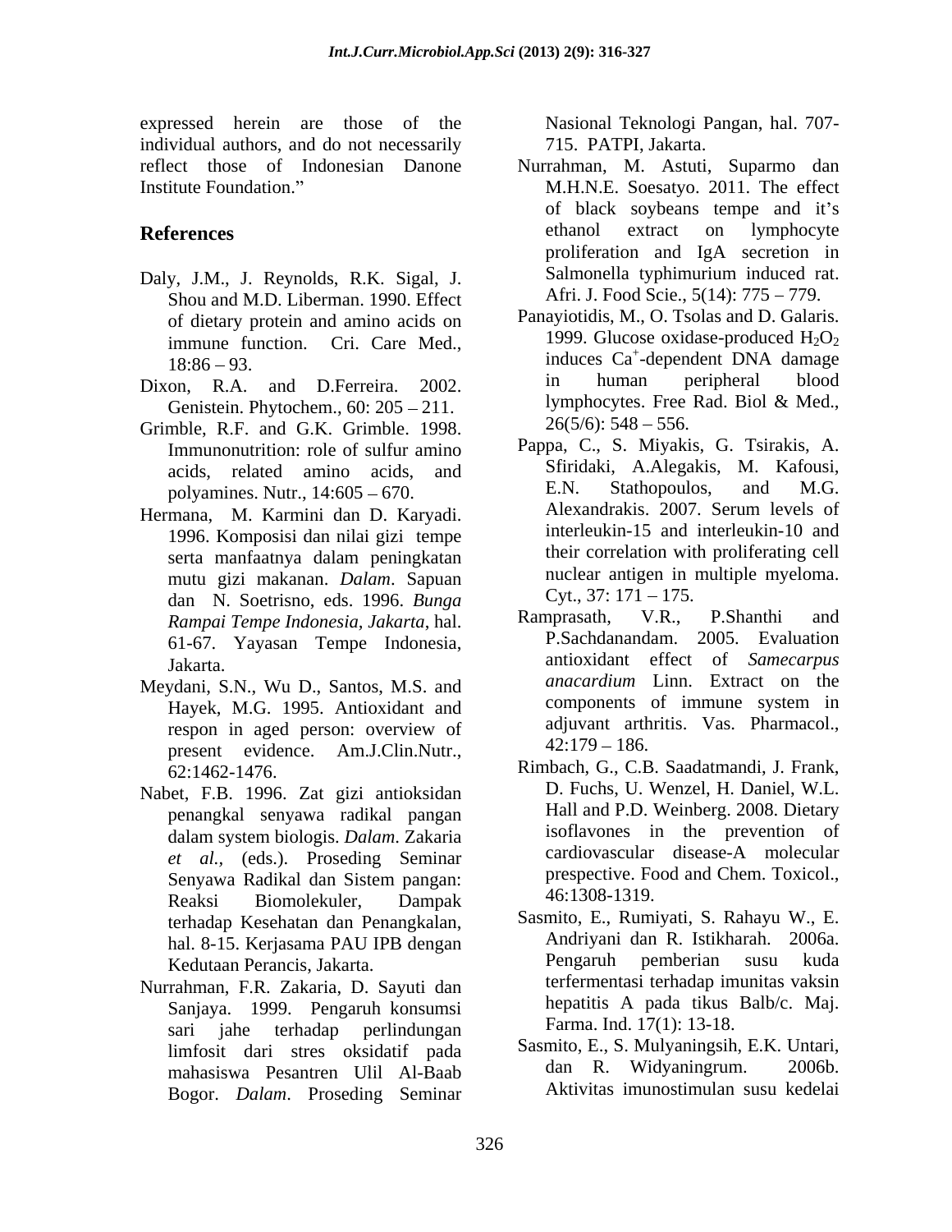expressed herein are those of the individual authors, and do not necessarily reflect those of Indonesian Danone Institute Foundation."

## References

Daly, J.M., J. Reynolds, R.K. Sigal, J. Shou and M.D. Liberman. 1990. Effect of dietary protein and amino acids on immune function. Cri. Care Med., 18:86 – 93.

Dixon, R.A. and D.Ferreira. 2002. Genistein. Phytochem., 60: 205 – 211.

Grimble, R.F. and G.K. Grimble. 1998. Immunonutrition: role of sulfur amino acids, related amino acids, and polyamines. Nutr., 14:605 – 670.

Hermana, M. Karmini dan D. Karyadi. 1996. Komposisi dan nilai gizi tempe serta manfaatnya dalam peningkatan mutu gizi makanan. *Dalam*. Sapuan dan N. Soetrisno, eds. 1996. *Bunga Rampai Tempe Indonesia, Jakarta*, hal. 61-67. Yayasan Tempe Indonesia, Jakarta.

Meydani, S.N., Wu D., Santos, M.S. and Hayek, M.G. 1995. Antioxidant and respon in aged person: overview of present evidence. Am.J.Clin.Nutr., 62:1462-1476.

Nabet, F.B. 1996. Zat gizi antioksidan penangkal senyawa radikal pangan dalam system biologis. *Dalam*. Zakaria *et al.,* (eds.). Proseding Seminar Senyawa Radikal dan Sistem pangan: Reaksi Biomolekuler, Dampak terhadap Kesehatan dan Penangkalan, hal. 8-15. Kerjasama PAU IPB dengan Kedutaan Perancis, Jakarta.

Nurrahman, F.R. Zakaria, D. Sayuti dan Sanjaya. 1999. Pengaruh konsumsi sari jahe terhadap perlindungan limfosit dari stres oksidatif pada mahasiswa Pesantren Ulil Al-Baab Bogor. *Dalam*. Proseding Seminar Nasional Teknologi Pangan, hal. 707-715. PATPI, Jakarta.

Nurrahman, M. Astuti, Suparmo dan M.H.N.E. Soesatyo. 2011. The effect of black soybeans tempe and it's ethanol extract on lymphocyte proliferation and IgA secretion in Salmonella typhimurium induced rat. Afri. J. Food Scie., 5(14): 775 – 779.

Panayiotidis, M., O. Tsolas and D. Galaris. 1999. Glucose oxidase-produced $H_2O_2$ induces $Ca^+$-dependent DNA damage in human peripheral blood lymphocytes. Free Rad. Biol & Med., 26(5/6): 548 – 556.

Pappa, C., S. Miyakis, G. Tsirakis, A. Sfiridaki, A.Alegakis, M. Kafousi, E.N. Stathopoulos, and M.G. Alexandrakis. 2007. Serum levels of interleukin-15 and interleukin-10 and their correlation with proliferating cell nuclear antigen in multiple myeloma. Cyt., 37: 171 – 175.

Ramprasath, V.R., P.Shanthi and P.Sachdanandam. 2005. Evaluation antioxidant effect of *Samecarpus anacardium* Linn. Extract on the components of immune system in adjuvant arthritis. Vas. Pharmacol., 42:179 – 186.

Rimbach, G., C.B. Saadatmandi, J. Frank, D. Fuchs, U. Wenzel, H. Daniel, W.L. Hall and P.D. Weinberg. 2008. Dietary isoflavones in the prevention of cardiovascular disease-A molecular prespective. Food and Chem. Toxicol., 46:1308-1319.

Sasmito, E., Rumiyati, S. Rahayu W., E. Andriyani dan R. Istikharah. 2006a. Pengaruh pemberian susu kuda terfermentasi terhadap imunitas vaksin hepatitis A pada tikus Balb/c. Maj. Farma. Ind. 17(1): 13-18.

Sasmito, E., S. Mulyaningsih, E.K. Untari, dan R. Widyaningrum. 2006b. Aktivitas imunostimulan susu kedelai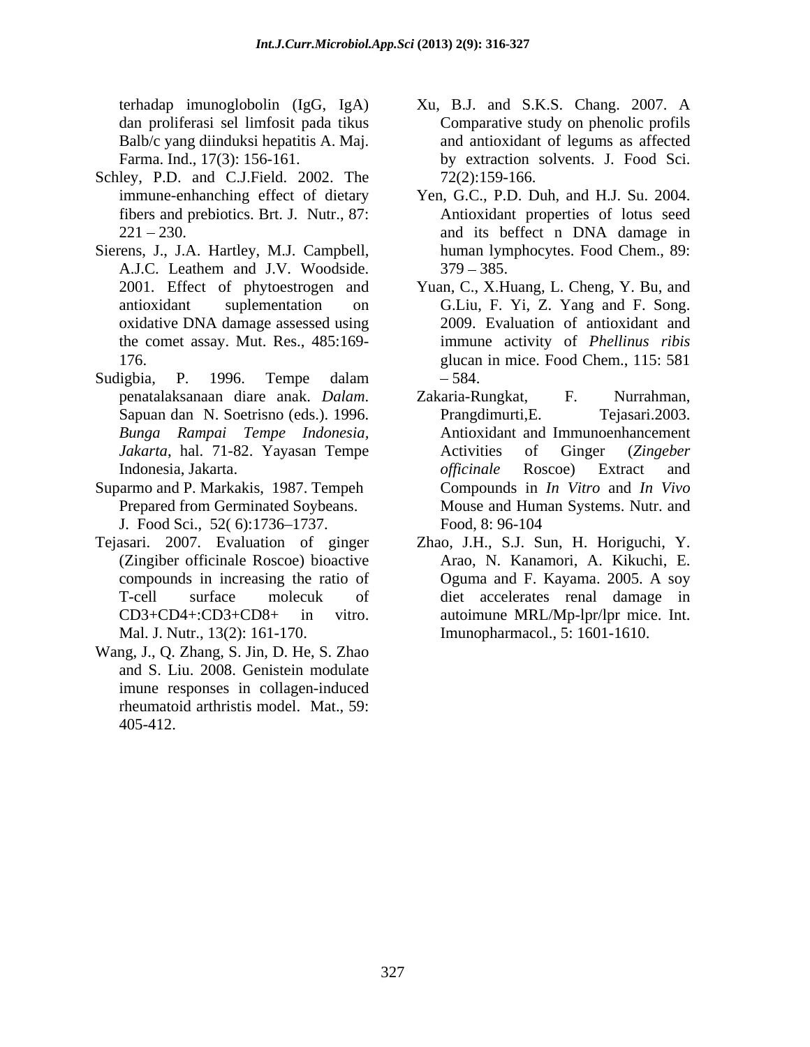terhadap imunoglobolin (IgG, IgA) dan proliferasi sel limfosit pada tikus Balb/c yang diinduksi hepatitis A. Maj. Farma. Ind., 17(3): 156-161.

Schley, P.D. and C.J.Field. 2002. The immune-enhanching effect of dietary fibers and prebiotics. Brt. J. Nutr., 87: 221 – 230.

Sierens, J., J.A. Hartley, M.J. Campbell, A.J.C. Leathem and J.V. Woodside. 2001. Effect of phytoestrogen and antioxidant suplementation on oxidative DNA damage assessed using the comet assay. Mut. Res., 485:169-176.

Sudigbia, P. 1996. Tempe dalam penatalaksanaan diare anak. *Dalam*. Sapuan dan N. Soetrisno (eds.). 1996. *Bunga Rampai Tempe Indonesia, Jakarta*, hal. 71-82. Yayasan Tempe Indonesia, Jakarta.

Suparmo and P. Markakis, 1987. Tempeh Prepared from Germinated Soybeans. J. Food Sci., 52( 6):1736–1737.

Tejasari. 2007. Evaluation of ginger (Zingiber officinale Roscoe) bioactive compounds in increasing the ratio of T-cell surface molecuk of CD3+CD4+:CD3+CD8+ in vitro. Mal. J. Nutr., 13(2): 161-170.

Wang, J., Q. Zhang, S. Jin, D. He, S. Zhao and S. Liu. 2008. Genistein modulate imune responses in collagen-induced rheumatoid arthristis model. Mat., 59: 405-412.

Xu, B.J. and S.K.S. Chang. 2007. A Comparative study on phenolic profils and antioxidant of legums as affected by extraction solvents. J. Food Sci. 72(2):159-166.

Yen, G.C., P.D. Duh, and H.J. Su. 2004. Antioxidant properties of lotus seed and its beffect n DNA damage in human lymphocytes. Food Chem., 89: 379 – 385.

Yuan, C., X.Huang, L. Cheng, Y. Bu, and G.Liu, F. Yi, Z. Yang and F. Song. 2009. Evaluation of antioxidant and immune activity of *Phellinus ribis* glucan in mice. Food Chem., 115: 581 – 584.

Zakaria-Rungkat, F. Nurrahman, Prangdimurti,E. Tejasari.2003. Antioxidant and Immunoenhancement Activities of Ginger (*Zingeber officinale* Roscoe) Extract and Compounds in *In Vitro* and *In Vivo* Mouse and Human Systems. Nutr. and Food, 8: 96-104

Zhao, J.H., S.J. Sun, H. Horiguchi, Y. Arao, N. Kanamori, A. Kikuchi, E. Oguma and F. Kayama. 2005. A soy diet accelerates renal damage in autoimune MRL/Mp-lpr/lpr mice. Int. Imunopharmacol., 5: 1601-1610.